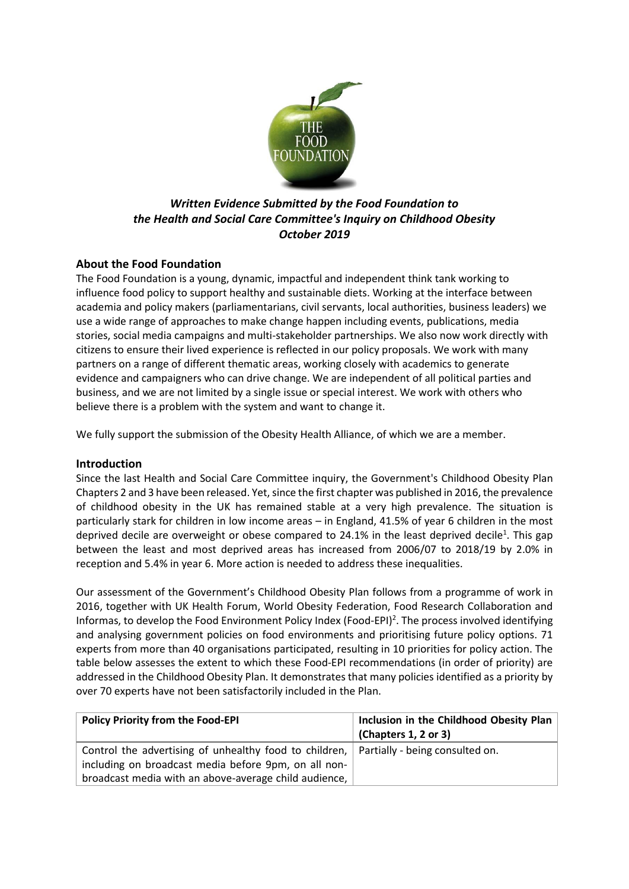***Written Evidence Submitted by the Food Foundation to the Health and Social Care Committee's Inquiry on Childhood Obesity October 2019***

## About the Food Foundation

The Food Foundation is a young, dynamic, impactful and independent think tank working to influence food policy to support healthy and sustainable diets. Working at the interface between academia and policy makers (parliamentarians, civil servants, local authorities, business leaders) we use a wide range of approaches to make change happen including events, publications, media stories, social media campaigns and multi-stakeholder partnerships. We also now work directly with citizens to ensure their lived experience is reflected in our policy proposals. We work with many partners on a range of different thematic areas, working closely with academics to generate evidence and campaigners who can drive change. We are independent of all political parties and business, and we are not limited by a single issue or special interest. We work with others who believe there is a problem with the system and want to change it.

We fully support the submission of the Obesity Health Alliance, of which we are a member.

## Introduction

Since the last Health and Social Care Committee inquiry, the Government's Childhood Obesity Plan Chapters 2 and 3 have been released. Yet, since the first chapter was published in 2016, the prevalence of childhood obesity in the UK has remained stable at a very high prevalence. The situation is particularly stark for children in low income areas – in England, 41.5% of year 6 children in the most deprived decile are overweight or obese compared to 24.1% in the least deprived decile[1]. This gap between the least and most deprived areas has increased from 2006/07 to 2018/19 by 2.0% in reception and 5.4% in year 6. More action is needed to address these inequalities.

Our assessment of the Government's Childhood Obesity Plan follows from a programme of work in 2016, together with UK Health Forum, World Obesity Federation, Food Research Collaboration and Informas, to develop the Food Environment Policy Index (Food-EPI)[2]. The process involved identifying and analysing government policies on food environments and prioritising future policy options. 71 experts from more than 40 organisations participated, resulting in 10 priorities for policy action. The table below assesses the extent to which these Food-EPI recommendations (in order of priority) are addressed in the Childhood Obesity Plan. It demonstrates that many policies identified as a priority by over 70 experts have not been satisfactorily included in the Plan.

| Policy Priority from the Food-EPI | Inclusion in the Childhood Obesity Plan (Chapters 1, 2 or 3) |
|---|---|
| Control the advertising of unhealthy food to children, including on broadcast media before 9pm, on all non-broadcast media with an above-average child audience, | Partially - being consulted on. |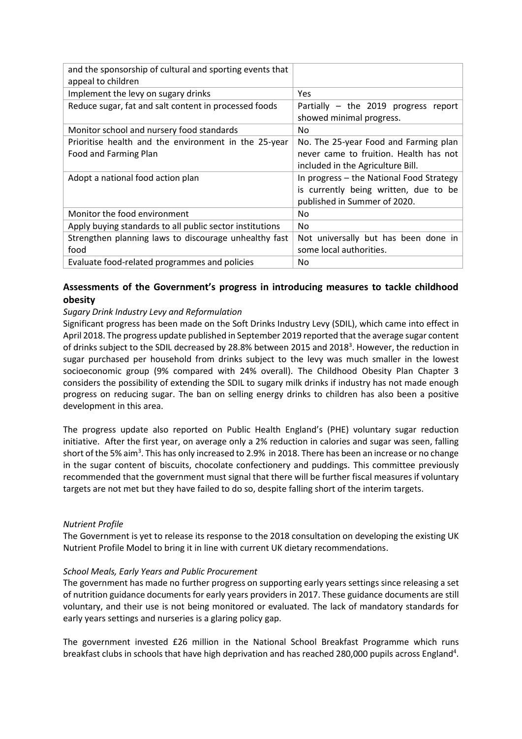| | |
|---|---|
| and the sponsorship of cultural and sporting events that appeal to children | |
| Implement the levy on sugary drinks | Yes |
| Reduce sugar, fat and salt content in processed foods | Partially – the 2019 progress report showed minimal progress. |
| Monitor school and nursery food standards | No |
| Prioritise health and the environment in the 25-year Food and Farming Plan | No. The 25-year Food and Farming plan never came to fruition. Health has not included in the Agriculture Bill. |
| Adopt a national food action plan | In progress – the National Food Strategy is currently being written, due to be published in Summer of 2020. |
| Monitor the food environment | No |
| Apply buying standards to all public sector institutions | No |
| Strengthen planning laws to discourage unhealthy fast food | Not universally but has been done in some local authorities. |
| Evaluate food-related programmes and policies | No |

## Assessments of the Government's progress in introducing measures to tackle childhood obesity

*Sugary Drink Industry Levy and Reformulation*

Significant progress has been made on the Soft Drinks Industry Levy (SDIL), which came into effect in April 2018. The progress update published in September 2019 reported that the average sugar content of drinks subject to the SDIL decreased by 28.8% between 2015 and 2018[3]. However, the reduction in sugar purchased per household from drinks subject to the levy was much smaller in the lowest socioeconomic group (9% compared with 24% overall). The Childhood Obesity Plan Chapter 3 considers the possibility of extending the SDIL to sugary milk drinks if industry has not made enough progress on reducing sugar. The ban on selling energy drinks to children has also been a positive development in this area.

The progress update also reported on Public Health England's (PHE) voluntary sugar reduction initiative. After the first year, on average only a 2% reduction in calories and sugar was seen, falling short of the 5% aim[3]. This has only increased to 2.9% in 2018. There has been an increase or no change in the sugar content of biscuits, chocolate confectionery and puddings. This committee previously recommended that the government must signal that there will be further fiscal measures if voluntary targets are not met but they have failed to do so, despite falling short of the interim targets.

*Nutrient Profile*

The Government is yet to release its response to the 2018 consultation on developing the existing UK Nutrient Profile Model to bring it in line with current UK dietary recommendations.

*School Meals, Early Years and Public Procurement*

The government has made no further progress on supporting early years settings since releasing a set of nutrition guidance documents for early years providers in 2017. These guidance documents are still voluntary, and their use is not being monitored or evaluated. The lack of mandatory standards for early years settings and nurseries is a glaring policy gap.

The government invested £26 million in the National School Breakfast Programme which runs breakfast clubs in schools that have high deprivation and has reached 280,000 pupils across England[4].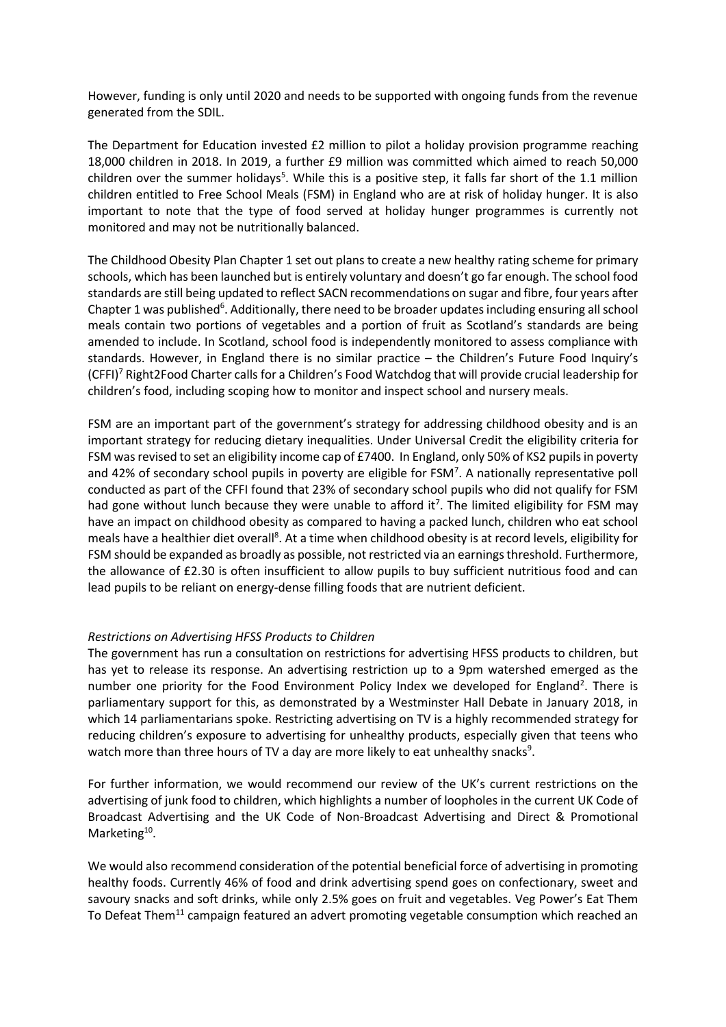However, funding is only until 2020 and needs to be supported with ongoing funds from the revenue generated from the SDIL.

The Department for Education invested £2 million to pilot a holiday provision programme reaching 18,000 children in 2018. In 2019, a further £9 million was committed which aimed to reach 50,000 children over the summer holidays[5]. While this is a positive step, it falls far short of the 1.1 million children entitled to Free School Meals (FSM) in England who are at risk of holiday hunger. It is also important to note that the type of food served at holiday hunger programmes is currently not monitored and may not be nutritionally balanced.

The Childhood Obesity Plan Chapter 1 set out plans to create a new healthy rating scheme for primary schools, which has been launched but is entirely voluntary and doesn't go far enough. The school food standards are still being updated to reflect SACN recommendations on sugar and fibre, four years after Chapter 1 was published[6]. Additionally, there need to be broader updates including ensuring all school meals contain two portions of vegetables and a portion of fruit as Scotland's standards are being amended to include. In Scotland, school food is independently monitored to assess compliance with standards. However, in England there is no similar practice – the Children's Future Food Inquiry's (CFFI)[7] Right2Food Charter calls for a Children's Food Watchdog that will provide crucial leadership for children's food, including scoping how to monitor and inspect school and nursery meals.

FSM are an important part of the government's strategy for addressing childhood obesity and is an important strategy for reducing dietary inequalities. Under Universal Credit the eligibility criteria for FSM was revised to set an eligibility income cap of £7400. In England, only 50% of KS2 pupils in poverty and 42% of secondary school pupils in poverty are eligible for FSM[7]. A nationally representative poll conducted as part of the CFFI found that 23% of secondary school pupils who did not qualify for FSM had gone without lunch because they were unable to afford it[7]. The limited eligibility for FSM may have an impact on childhood obesity as compared to having a packed lunch, children who eat school meals have a healthier diet overall[8]. At a time when childhood obesity is at record levels, eligibility for FSM should be expanded as broadly as possible, not restricted via an earnings threshold. Furthermore, the allowance of £2.30 is often insufficient to allow pupils to buy sufficient nutritious food and can lead pupils to be reliant on energy-dense filling foods that are nutrient deficient.

*Restrictions on Advertising HFSS Products to Children*

The government has run a consultation on restrictions for advertising HFSS products to children, but has yet to release its response. An advertising restriction up to a 9pm watershed emerged as the number one priority for the Food Environment Policy Index we developed for England[2]. There is parliamentary support for this, as demonstrated by a Westminster Hall Debate in January 2018, in which 14 parliamentarians spoke. Restricting advertising on TV is a highly recommended strategy for reducing children's exposure to advertising for unhealthy products, especially given that teens who watch more than three hours of TV a day are more likely to eat unhealthy snacks[9].

For further information, we would recommend our review of the UK's current restrictions on the advertising of junk food to children, which highlights a number of loopholes in the current UK Code of Broadcast Advertising and the UK Code of Non-Broadcast Advertising and Direct & Promotional Marketing[10].

We would also recommend consideration of the potential beneficial force of advertising in promoting healthy foods. Currently 46% of food and drink advertising spend goes on confectionary, sweet and savoury snacks and soft drinks, while only 2.5% goes on fruit and vegetables. Veg Power's Eat Them To Defeat Them[11] campaign featured an advert promoting vegetable consumption which reached an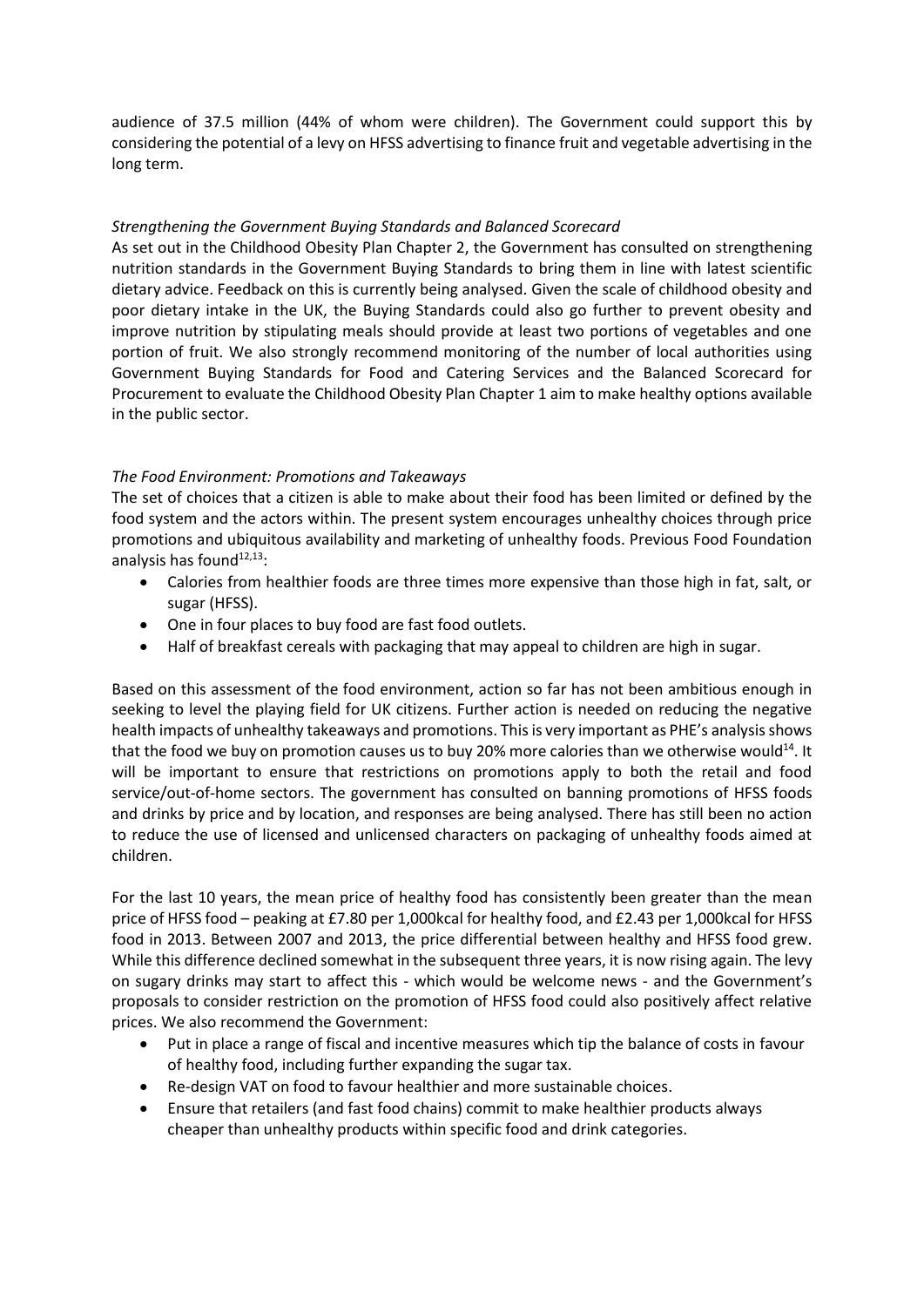audience of 37.5 million (44% of whom were children). The Government could support this by considering the potential of a levy on HFSS advertising to finance fruit and vegetable advertising in the long term.

*Strengthening the Government Buying Standards and Balanced Scorecard*

As set out in the Childhood Obesity Plan Chapter 2, the Government has consulted on strengthening nutrition standards in the Government Buying Standards to bring them in line with latest scientific dietary advice. Feedback on this is currently being analysed. Given the scale of childhood obesity and poor dietary intake in the UK, the Buying Standards could also go further to prevent obesity and improve nutrition by stipulating meals should provide at least two portions of vegetables and one portion of fruit. We also strongly recommend monitoring of the number of local authorities using Government Buying Standards for Food and Catering Services and the Balanced Scorecard for Procurement to evaluate the Childhood Obesity Plan Chapter 1 aim to make healthy options available in the public sector.

*The Food Environment: Promotions and Takeaways*

The set of choices that a citizen is able to make about their food has been limited or defined by the food system and the actors within. The present system encourages unhealthy choices through price promotions and ubiquitous availability and marketing of unhealthy foods. Previous Food Foundation analysis has found[12,13]:

- Calories from healthier foods are three times more expensive than those high in fat, salt, or sugar (HFSS).
- One in four places to buy food are fast food outlets.
- Half of breakfast cereals with packaging that may appeal to children are high in sugar.

Based on this assessment of the food environment, action so far has not been ambitious enough in seeking to level the playing field for UK citizens. Further action is needed on reducing the negative health impacts of unhealthy takeaways and promotions. This is very important as PHE's analysis shows that the food we buy on promotion causes us to buy 20% more calories than we otherwise would[14]. It will be important to ensure that restrictions on promotions apply to both the retail and food service/out-of-home sectors. The government has consulted on banning promotions of HFSS foods and drinks by price and by location, and responses are being analysed. There has still been no action to reduce the use of licensed and unlicensed characters on packaging of unhealthy foods aimed at children.

For the last 10 years, the mean price of healthy food has consistently been greater than the mean price of HFSS food – peaking at £7.80 per 1,000kcal for healthy food, and £2.43 per 1,000kcal for HFSS food in 2013. Between 2007 and 2013, the price differential between healthy and HFSS food grew. While this difference declined somewhat in the subsequent three years, it is now rising again. The levy on sugary drinks may start to affect this - which would be welcome news - and the Government's proposals to consider restriction on the promotion of HFSS food could also positively affect relative prices. We also recommend the Government:

- Put in place a range of fiscal and incentive measures which tip the balance of costs in favour of healthy food, including further expanding the sugar tax.
- Re-design VAT on food to favour healthier and more sustainable choices.
- Ensure that retailers (and fast food chains) commit to make healthier products always cheaper than unhealthy products within specific food and drink categories.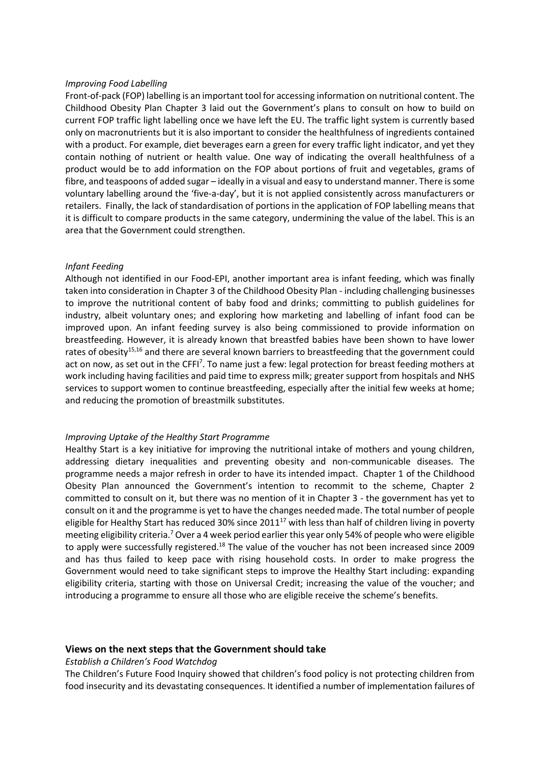*Improving Food Labelling*

Front-of-pack (FOP) labelling is an important tool for accessing information on nutritional content. The Childhood Obesity Plan Chapter 3 laid out the Government's plans to consult on how to build on current FOP traffic light labelling once we have left the EU. The traffic light system is currently based only on macronutrients but it is also important to consider the healthfulness of ingredients contained with a product. For example, diet beverages earn a green for every traffic light indicator, and yet they contain nothing of nutrient or health value. One way of indicating the overall healthfulness of a product would be to add information on the FOP about portions of fruit and vegetables, grams of fibre, and teaspoons of added sugar – ideally in a visual and easy to understand manner. There is some voluntary labelling around the 'five-a-day', but it is not applied consistently across manufacturers or retailers. Finally, the lack of standardisation of portions in the application of FOP labelling means that it is difficult to compare products in the same category, undermining the value of the label. This is an area that the Government could strengthen.

*Infant Feeding*

Although not identified in our Food-EPI, another important area is infant feeding, which was finally taken into consideration in Chapter 3 of the Childhood Obesity Plan - including challenging businesses to improve the nutritional content of baby food and drinks; committing to publish guidelines for industry, albeit voluntary ones; and exploring how marketing and labelling of infant food can be improved upon. An infant feeding survey is also being commissioned to provide information on breastfeeding. However, it is already known that breastfed babies have been shown to have lower rates of obesity[15,16] and there are several known barriers to breastfeeding that the government could act on now, as set out in the CFFI[7]. To name just a few: legal protection for breast feeding mothers at work including having facilities and paid time to express milk; greater support from hospitals and NHS services to support women to continue breastfeeding, especially after the initial few weeks at home; and reducing the promotion of breastmilk substitutes.

*Improving Uptake of the Healthy Start Programme*

Healthy Start is a key initiative for improving the nutritional intake of mothers and young children, addressing dietary inequalities and preventing obesity and non-communicable diseases. The programme needs a major refresh in order to have its intended impact. Chapter 1 of the Childhood Obesity Plan announced the Government's intention to recommit to the scheme, Chapter 2 committed to consult on it, but there was no mention of it in Chapter 3 - the government has yet to consult on it and the programme is yet to have the changes needed made. The total number of people eligible for Healthy Start has reduced 30% since 2011[17] with less than half of children living in poverty meeting eligibility criteria.[7] Over a 4 week period earlier this year only 54% of people who were eligible to apply were successfully registered.[18] The value of the voucher has not been increased since 2009 and has thus failed to keep pace with rising household costs. In order to make progress the Government would need to take significant steps to improve the Healthy Start including: expanding eligibility criteria, starting with those on Universal Credit; increasing the value of the voucher; and introducing a programme to ensure all those who are eligible receive the scheme's benefits.

## Views on the next steps that the Government should take

*Establish a Children's Food Watchdog*

The Children's Future Food Inquiry showed that children's food policy is not protecting children from food insecurity and its devastating consequences. It identified a number of implementation failures of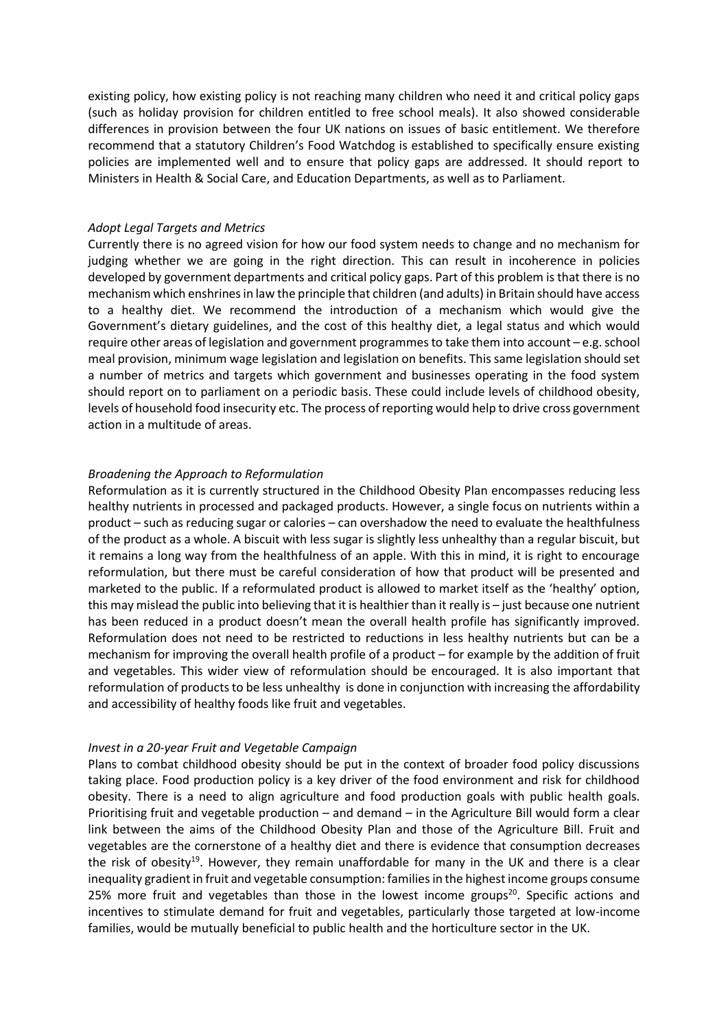existing policy, how existing policy is not reaching many children who need it and critical policy gaps (such as holiday provision for children entitled to free school meals). It also showed considerable differences in provision between the four UK nations on issues of basic entitlement. We therefore recommend that a statutory Children's Food Watchdog is established to specifically ensure existing policies are implemented well and to ensure that policy gaps are addressed. It should report to Ministers in Health & Social Care, and Education Departments, as well as to Parliament.

*Adopt Legal Targets and Metrics*

Currently there is no agreed vision for how our food system needs to change and no mechanism for judging whether we are going in the right direction. This can result in incoherence in policies developed by government departments and critical policy gaps. Part of this problem is that there is no mechanism which enshrines in law the principle that children (and adults) in Britain should have access to a healthy diet. We recommend the introduction of a mechanism which would give the Government's dietary guidelines, and the cost of this healthy diet, a legal status and which would require other areas of legislation and government programmes to take them into account – e.g. school meal provision, minimum wage legislation and legislation on benefits. This same legislation should set a number of metrics and targets which government and businesses operating in the food system should report on to parliament on a periodic basis. These could include levels of childhood obesity, levels of household food insecurity etc. The process of reporting would help to drive cross government action in a multitude of areas.

*Broadening the Approach to Reformulation*

Reformulation as it is currently structured in the Childhood Obesity Plan encompasses reducing less healthy nutrients in processed and packaged products. However, a single focus on nutrients within a product – such as reducing sugar or calories – can overshadow the need to evaluate the healthfulness of the product as a whole. A biscuit with less sugar is slightly less unhealthy than a regular biscuit, but it remains a long way from the healthfulness of an apple. With this in mind, it is right to encourage reformulation, but there must be careful consideration of how that product will be presented and marketed to the public. If a reformulated product is allowed to market itself as the 'healthy' option, this may mislead the public into believing that it is healthier than it really is – just because one nutrient has been reduced in a product doesn't mean the overall health profile has significantly improved. Reformulation does not need to be restricted to reductions in less healthy nutrients but can be a mechanism for improving the overall health profile of a product – for example by the addition of fruit and vegetables. This wider view of reformulation should be encouraged. It is also important that reformulation of products to be less unhealthy is done in conjunction with increasing the affordability and accessibility of healthy foods like fruit and vegetables.

*Invest in a 20-year Fruit and Vegetable Campaign*

Plans to combat childhood obesity should be put in the context of broader food policy discussions taking place. Food production policy is a key driver of the food environment and risk for childhood obesity. There is a need to align agriculture and food production goals with public health goals. Prioritising fruit and vegetable production – and demand – in the Agriculture Bill would form a clear link between the aims of the Childhood Obesity Plan and those of the Agriculture Bill. Fruit and vegetables are the cornerstone of a healthy diet and there is evidence that consumption decreases the risk of obesity[19]. However, they remain unaffordable for many in the UK and there is a clear inequality gradient in fruit and vegetable consumption: families in the highest income groups consume 25% more fruit and vegetables than those in the lowest income groups[20]. Specific actions and incentives to stimulate demand for fruit and vegetables, particularly those targeted at low-income families, would be mutually beneficial to public health and the horticulture sector in the UK.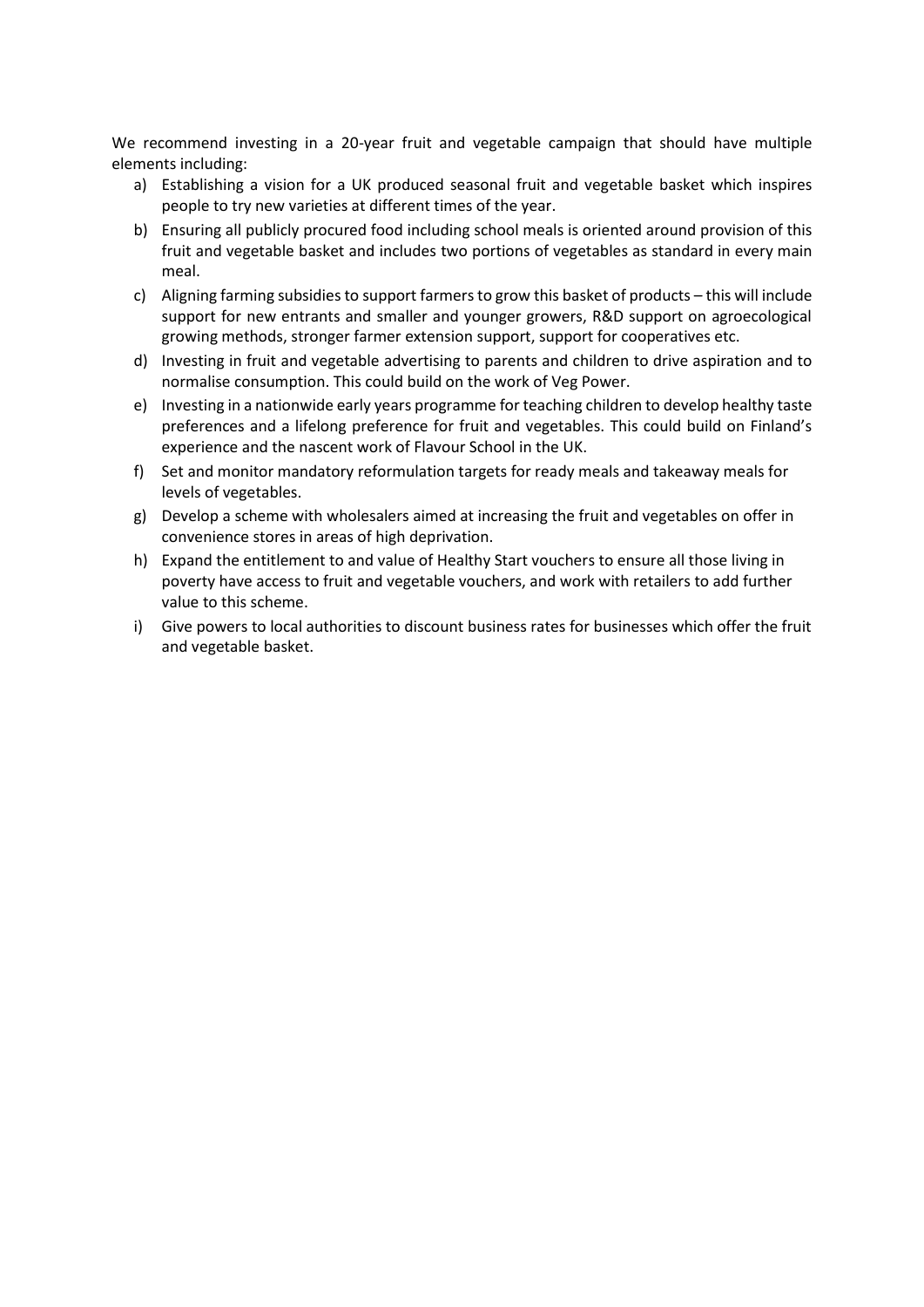We recommend investing in a 20-year fruit and vegetable campaign that should have multiple elements including:

a) Establishing a vision for a UK produced seasonal fruit and vegetable basket which inspires people to try new varieties at different times of the year.
b) Ensuring all publicly procured food including school meals is oriented around provision of this fruit and vegetable basket and includes two portions of vegetables as standard in every main meal.
c) Aligning farming subsidies to support farmers to grow this basket of products – this will include support for new entrants and smaller and younger growers, R&D support on agroecological growing methods, stronger farmer extension support, support for cooperatives etc.
d) Investing in fruit and vegetable advertising to parents and children to drive aspiration and to normalise consumption. This could build on the work of Veg Power.
e) Investing in a nationwide early years programme for teaching children to develop healthy taste preferences and a lifelong preference for fruit and vegetables. This could build on Finland's experience and the nascent work of Flavour School in the UK.
f) Set and monitor mandatory reformulation targets for ready meals and takeaway meals for levels of vegetables.
g) Develop a scheme with wholesalers aimed at increasing the fruit and vegetables on offer in convenience stores in areas of high deprivation.
h) Expand the entitlement to and value of Healthy Start vouchers to ensure all those living in poverty have access to fruit and vegetable vouchers, and work with retailers to add further value to this scheme.
i) Give powers to local authorities to discount business rates for businesses which offer the fruit and vegetable basket.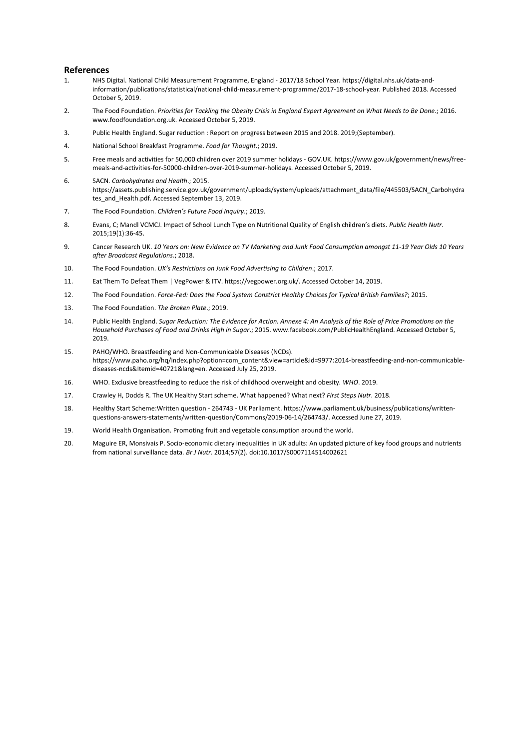## References

1. NHS Digital. National Child Measurement Programme, England - 2017/18 School Year. https://digital.nhs.uk/data-and-information/publications/statistical/national-child-measurement-programme/2017-18-school-year. Published 2018. Accessed October 5, 2019.
2. The Food Foundation. *Priorities for Tackling the Obesity Crisis in England Expert Agreement on What Needs to Be Done*.; 2016. www.foodfoundation.org.uk. Accessed October 5, 2019.
3. Public Health England. Sugar reduction : Report on progress between 2015 and 2018. 2019;(September).
4. National School Breakfast Programme. *Food for Thought*.; 2019.
5. Free meals and activities for 50,000 children over 2019 summer holidays - GOV.UK. https://www.gov.uk/government/news/free-meals-and-activities-for-50000-children-over-2019-summer-holidays. Accessed October 5, 2019.
6. SACN. *Carbohydrates and Health*.; 2015. https://assets.publishing.service.gov.uk/government/uploads/system/uploads/attachment_data/file/445503/SACN_Carbohydrates_and_Health.pdf. Accessed September 13, 2019.
7. The Food Foundation. *Children's Future Food Inquiry*.; 2019.
8. Evans, C; Mandl VCMCJ. Impact of School Lunch Type on Nutritional Quality of English children's diets. *Public Health Nutr*. 2015;19(1):36-45.
9. Cancer Research UK. *10 Years on: New Evidence on TV Marketing and Junk Food Consumption amongst 11-19 Year Olds 10 Years after Broadcast Regulations*.; 2018.
10. The Food Foundation. *UK's Restrictions on Junk Food Advertising to Children*.; 2017.
11. Eat Them To Defeat Them | VegPower & ITV. https://vegpower.org.uk/. Accessed October 14, 2019.
12. The Food Foundation. *Force-Fed: Does the Food System Constrict Healthy Choices for Typical British Families?*; 2015.
13. The Food Foundation. *The Broken Plate*.; 2019.
14. Public Health England. *Sugar Reduction: The Evidence for Action. Annexe 4: An Analysis of the Role of Price Promotions on the Household Purchases of Food and Drinks High in Sugar*.; 2015. www.facebook.com/PublicHealthEngland. Accessed October 5, 2019.
15. PAHO/WHO. Breastfeeding and Non-Communicable Diseases (NCDs). https://www.paho.org/hq/index.php?option=com_content&view=article&id=9977:2014-breastfeeding-and-non-communicable-diseases-ncds&Itemid=40721&lang=en. Accessed July 25, 2019.
16. WHO. Exclusive breastfeeding to reduce the risk of childhood overweight and obesity. *WHO*. 2019.
17. Crawley H, Dodds R. The UK Healthy Start scheme. What happened? What next? *First Steps Nutr*. 2018.
18. Healthy Start Scheme:Written question - 264743 - UK Parliament. https://www.parliament.uk/business/publications/written-questions-answers-statements/written-question/Commons/2019-06-14/264743/. Accessed June 27, 2019.
19. World Health Organisation. Promoting fruit and vegetable consumption around the world.
20. Maguire ER, Monsivais P. Socio-economic dietary inequalities in UK adults: An updated picture of key food groups and nutrients from national surveillance data. *Br J Nutr*. 2014;57(2). doi:10.1017/S0007114514002621